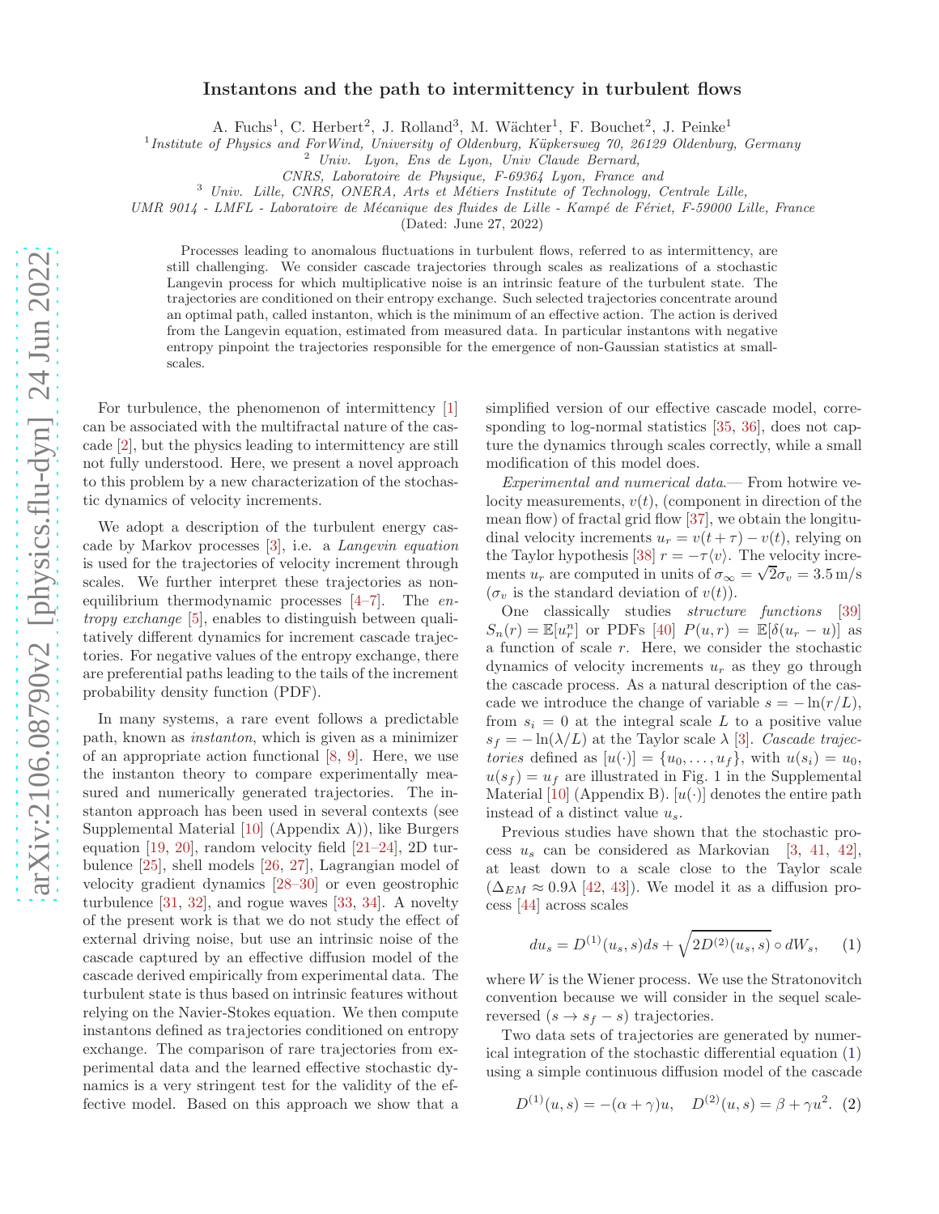# Instantons and the path to intermittency in turbulent flows

A. Fuchs[1], C. Herbert[2], J. Rolland[3], M. Wächter[1], F. Bouchet[2], J. Peinke[1]

[1] *Institute of Physics and ForWind, University of Oldenburg, Küpkersweg 70, 26129 Oldenburg, Germany*
[2] *Univ. Lyon, Ens de Lyon, Univ Claude Bernard, CNRS, Laboratoire de Physique, F-69364 Lyon, France and*
[3] *Univ. Lille, CNRS, ONERA, Arts et Métiers Institute of Technology, Centrale Lille, UMR 9014 - LMFL - Laboratoire de Mécanique des fluides de Lille - Kampé de Fériet, F-59000 Lille, France*

(Dated: June 27, 2022)

Processes leading to anomalous fluctuations in turbulent flows, referred to as intermittency, are still challenging. We consider cascade trajectories through scales as realizations of a stochastic Langevin process for which multiplicative noise is an intrinsic feature of the turbulent state. The trajectories are conditioned on their entropy exchange. Such selected trajectories concentrate around an optimal path, called instanton, which is the minimum of an effective action. The action is derived from the Langevin equation, estimated from measured data. In particular instantons with negative entropy pinpoint the trajectories responsible for the emergence of non-Gaussian statistics at small-scales.

For turbulence, the phenomenon of intermittency [1] can be associated with the multifractal nature of the cascade [2], but the physics leading to intermittency are still not fully understood. Here, we present a novel approach to this problem by a new characterization of the stochastic dynamics of velocity increments.

We adopt a description of the turbulent energy cascade by Markov processes [3], i.e. a *Langevin equation* is used for the trajectories of velocity increment through scales. We further interpret these trajectories as non-equilibrium thermodynamic processes [4–7]. The *entropy exchange* [5], enables to distinguish between qualitatively different dynamics for increment cascade trajectories. For negative values of the entropy exchange, there are preferential paths leading to the tails of the increment probability density function (PDF).

In many systems, a rare event follows a predictable path, known as *instanton*, which is given as a minimizer of an appropriate action functional [8, 9]. Here, we use the instanton theory to compare experimentally measured and numerically generated trajectories. The instanton approach has been used in several contexts (see Supplemental Material [10] (Appendix A)), like Burgers equation [19, 20], random velocity field [21–24], 2D turbulence [25], shell models [26, 27], Lagrangian model of velocity gradient dynamics [28–30] or even geostrophic turbulence [31, 32], and rogue waves [33, 34]. A novelty of the present work is that we do not study the effect of external driving noise, but use an intrinsic noise of the cascade captured by an effective diffusion model of the cascade derived empirically from experimental data. The turbulent state is thus based on intrinsic features without relying on the Navier-Stokes equation. We then compute instantons defined as trajectories conditioned on entropy exchange. The comparison of rare trajectories from experimental data and the learned effective stochastic dynamics is a very stringent test for the validity of the effective model. Based on this approach we show that a simplified version of our effective cascade model, corresponding to log-normal statistics [35, 36], does not capture the dynamics through scales correctly, while a small modification of this model does.

*Experimental and numerical data.*— From hotwire velocity measurements, $v(t)$, (component in direction of the mean flow) of fractal grid flow [37], we obtain the longitudinal velocity increments $u_r = v(t + \tau) - v(t)$, relying on the Taylor hypothesis [38] $r = -\tau\langle v\rangle$. The velocity increments $u_r$ are computed in units of $\sigma_\infty = \sqrt{2}\sigma_v = 3.5\,\mathrm{m/s}$ ($\sigma_v$ is the standard deviation of $v(t)$).

One classically studies *structure functions* [39] $S_n(r) = \mathbb{E}[u_r^n]$ or PDFs [40] $P(u, r) = \mathbb{E}[\delta(u_r - u)]$ as a function of scale $r$. Here, we consider the stochastic dynamics of velocity increments $u_r$ as they go through the cascade process. As a natural description of the cascade we introduce the change of variable $s = -\ln(r/L)$, from $s_i = 0$ at the integral scale $L$ to a positive value $s_f = -\ln(\lambda/L)$ at the Taylor scale $\lambda$ [3]. *Cascade trajectories* defined as $[u(\cdot)] = \{u_0, \ldots, u_f\}$, with $u(s_i) = u_0$, $u(s_f) = u_f$ are illustrated in Fig. 1 in the Supplemental Material [10] (Appendix B). $[u(\cdot)]$ denotes the entire path instead of a distinct value $u_s$.

Previous studies have shown that the stochastic process $u_s$ can be considered as Markovian [3, 41, 42], at least down to a scale close to the Taylor scale ($\Delta_{EM} \approx 0.9\lambda$ [42, 43]). We model it as a diffusion process [44] across scales

$$du_s = D^{(1)}(u_s, s)ds + \sqrt{2D^{(2)}(u_s, s)} \circ dW_s, \tag{1}$$

where $W$ is the Wiener process. We use the Stratonovitch convention because we will consider in the sequel scale-reversed ($s \to s_f - s$) trajectories.

Two data sets of trajectories are generated by numerical integration of the stochastic differential equation (1) using a simple continuous diffusion model of the cascade

$$D^{(1)}(u, s) = -(\alpha + \gamma)u, \quad D^{(2)}(u, s) = \beta + \gamma u^2. \tag{2}$$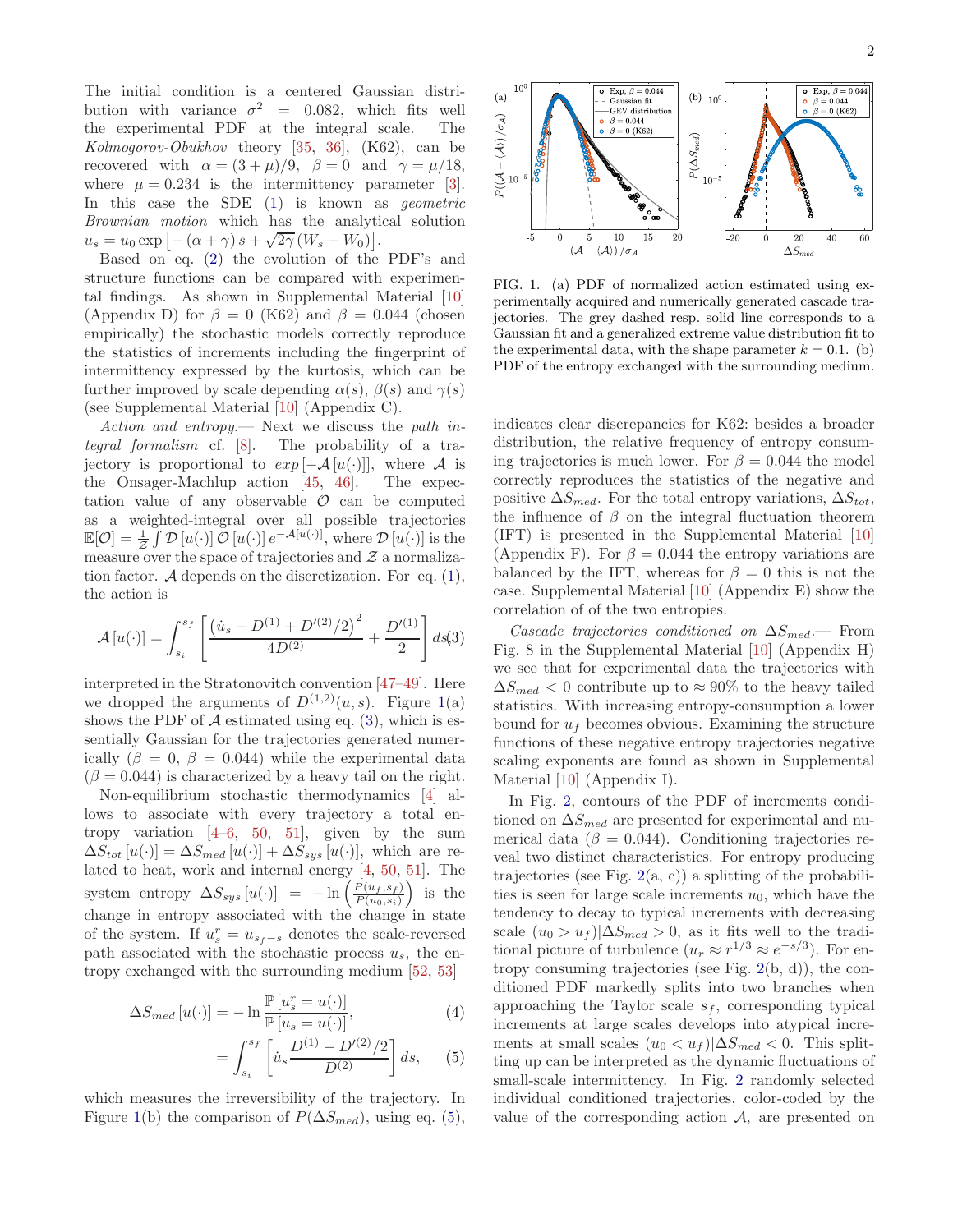The initial condition is a centered Gaussian distribution with variance $\sigma^2 = 0.082$, which fits well the experimental PDF at the integral scale. The *Kolmogorov-Obukhov* theory [35, 36], (K62), can be recovered with $\alpha = (3+\mu)/9$, $\beta = 0$ and $\gamma = \mu/18$, where $\mu = 0.234$ is the intermittency parameter [3]. In this case the SDE (1) is known as *geometric Brownian motion* which has the analytical solution $u_s = u_0 \exp\left[-(\alpha+\gamma)s + \sqrt{2\gamma}(W_s - W_0)\right]$.

Based on eq. (2) the evolution of the PDF's and structure functions can be compared with experimental findings. As shown in Supplemental Material [10] (Appendix D) for $\beta = 0$ (K62) and $\beta = 0.044$ (chosen empirically) the stochastic models correctly reproduce the statistics of increments including the fingerprint of intermittency expressed by the kurtosis, which can be further improved by scale depending $\alpha(s)$, $\beta(s)$ and $\gamma(s)$ (see Supplemental Material [10] (Appendix C).

*Action and entropy.*— Next we discuss the *path integral formalism* cf. [8]. The probability of a trajectory is proportional to $exp\left[-\mathcal{A}\left[u(\cdot)\right]\right]$, where $\mathcal{A}$ is the Onsager-Machlup action [45, 46]. The expectation value of any observable $\mathcal{O}$ can be computed as a weighted-integral over all possible trajectories $\mathbb{E}[\mathcal{O}] = \frac{1}{\mathcal{Z}}\int \mathcal{D}\left[u(\cdot)\right]\mathcal{O}\left[u(\cdot)\right]e^{-\mathcal{A}[u(\cdot)]}$, where $\mathcal{D}\left[u(\cdot)\right]$ is the measure over the space of trajectories and $\mathcal{Z}$ a normalization factor. $\mathcal{A}$ depends on the discretization. For eq. (1), the action is

$$\mathcal{A}\left[u(\cdot)\right] = \int_{s_i}^{s_f}\left[\frac{\left(\dot{u}_s - D^{(1)} + D'^{(2)}/2\right)^2}{4D^{(2)}} + \frac{D'^{(1)}}{2}\right]ds, \quad (3)$$

interpreted in the Stratonovitch convention [47–49]. Here we dropped the arguments of $D^{(1,2)}(u,s)$. Figure 1(a) shows the PDF of $\mathcal{A}$ estimated using eq. (3), which is essentially Gaussian for the trajectories generated numerically ($\beta = 0$, $\beta = 0.044$) while the experimental data ($\beta = 0.044$) is characterized by a heavy tail on the right.

Non-equilibrium stochastic thermodynamics [4] allows to associate with every trajectory a total entropy variation [4–6, 50, 51], given by the sum $\Delta S_{tot}\left[u(\cdot)\right] = \Delta S_{med}\left[u(\cdot)\right] + \Delta S_{sys}\left[u(\cdot)\right]$, which are related to heat, work and internal energy [4, 50, 51]. The system entropy $\Delta S_{sys}\left[u(\cdot)\right] = -\ln\left(\frac{P(u_f,s_f)}{P(u_0,s_i)}\right)$ is the change in entropy associated with the change in state of the system. If $u_s^r = u_{s_f - s}$ denotes the scale-reversed path associated with the stochastic process $u_s$, the entropy exchanged with the surrounding medium [52, 53]

$$\Delta S_{med}\left[u(\cdot)\right] = -\ln\frac{\mathbb{P}\left[u_s^r = u(\cdot)\right]}{\mathbb{P}\left[u_s = u(\cdot)\right]}, \quad (4)$$

$$= \int_{s_i}^{s_f}\left[\dot{u}_s\frac{D^{(1)} - D'^{(2)}/2}{D^{(2)}}\right]ds, \quad (5)$$

which measures the irreversibility of the trajectory. In Figure 1(b) the comparison of $P(\Delta S_{med})$, using eq. (5), indicates clear discrepancies for K62: besides a broader distribution, the relative frequency of entropy consuming trajectories is much lower. For $\beta = 0.044$ the model correctly reproduces the statistics of the negative and positive $\Delta S_{med}$. For the total entropy variations, $\Delta S_{tot}$, the influence of $\beta$ on the integral fluctuation theorem (IFT) is presented in the Supplemental Material [10] (Appendix F). For $\beta = 0.044$ the entropy variations are balanced by the IFT, whereas for $\beta = 0$ this is not the case. Supplemental Material [10] (Appendix E) show the correlation of of the two entropies.

FIG. 1. (a) PDF of normalized action estimated using experimentally acquired and numerically generated cascade trajectories. The grey dashed resp. solid line corresponds to a Gaussian fit and a generalized extreme value distribution fit to the experimental data, with the shape parameter $k = 0.1$. (b) PDF of the entropy exchanged with the surrounding medium.

*Cascade trajectories conditioned on $\Delta S_{med}$.*— From Fig. 8 in the Supplemental Material [10] (Appendix H) we see that for experimental data the trajectories with $\Delta S_{med} < 0$ contribute up to $\approx 90\%$ to the heavy tailed statistics. With increasing entropy-consumption a lower bound for $u_f$ becomes obvious. Examining the structure functions of these negative entropy trajectories negative scaling exponents are found as shown in Supplemental Material [10] (Appendix I).

In Fig. 2, contours of the PDF of increments conditioned on $\Delta S_{med}$ are presented for experimental and numerical data ($\beta = 0.044$). Conditioning trajectories reveal two distinct characteristics. For entropy producing trajectories (see Fig. 2(a, c)) a splitting of the probabilities is seen for large scale increments $u_0$, which have the tendency to decay to typical increments with decreasing scale $(u_0 > u_f)|\Delta S_{med} > 0$, as it fits well to the traditional picture of turbulence ($u_r \approx r^{1/3} \approx e^{-s/3}$). For entropy consuming trajectories (see Fig. 2(b, d)), the conditioned PDF markedly splits into two branches when approaching the Taylor scale $s_f$, corresponding typical increments at large scales develops into atypical increments at small scales $(u_0 < u_f)|\Delta S_{med} < 0$. This splitting up can be interpreted as the dynamic fluctuations of small-scale intermittency. In Fig. 2 randomly selected individual conditioned trajectories, color-coded by the value of the corresponding action $\mathcal{A}$, are presented on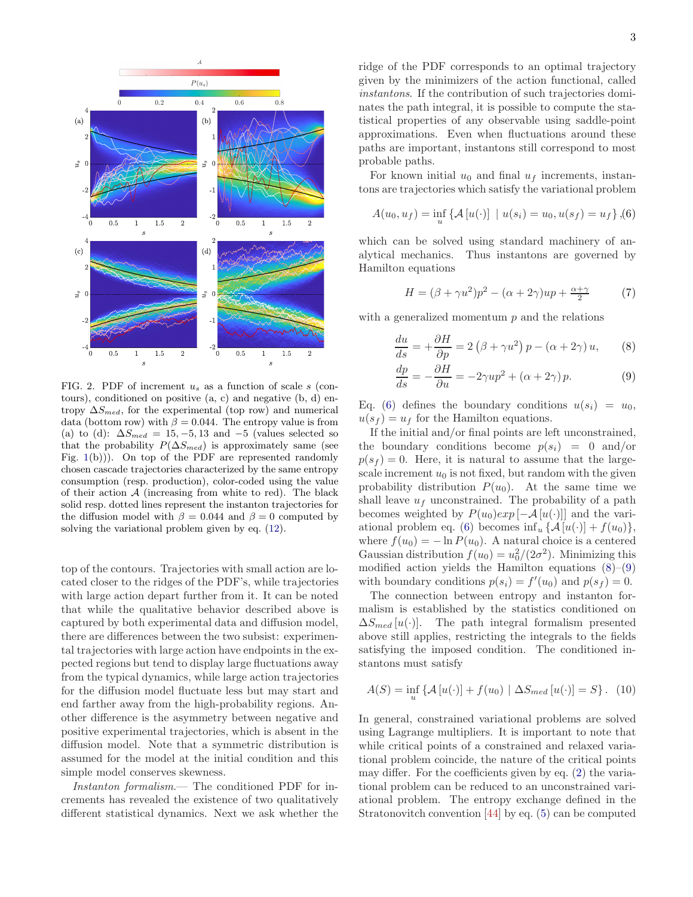FIG. 2. PDF of increment $u_s$ as a function of scale $s$ (contours), conditioned on positive (a, c) and negative (b, d) entropy $\Delta S_{med}$, for the experimental (top row) and numerical data (bottom row) with $\beta = 0.044$. The entropy value is from (a) to (d): $\Delta S_{med} = 15, -5, 13$ and $-5$ (values selected so that the probability $P(\Delta S_{med})$ is approximately same (see Fig. 1(b))). On top of the PDF are represented randomly chosen cascade trajectories characterized by the same entropy consumption (resp. production), color-coded using the value of their action $\mathcal{A}$ (increasing from white to red). The black solid resp. dotted lines represent the instanton trajectories for the diffusion model with $\beta = 0.044$ and $\beta = 0$ computed by solving the variational problem given by eq. (12).

top of the contours. Trajectories with small action are located closer to the ridges of the PDF's, while trajectories with large action depart further from it. It can be noted that while the qualitative behavior described above is captured by both experimental data and diffusion model, there are differences between the two subsist: experimental trajectories with large action have endpoints in the expected regions but tend to display large fluctuations away from the typical dynamics, while large action trajectories for the diffusion model fluctuate less but may start and end farther away from the high-probability regions. Another difference is the asymmetry between negative and positive experimental trajectories, which is absent in the diffusion model. Note that a symmetric distribution is assumed for the model at the initial condition and this simple model conserves skewness.

*Instanton formalism.*— The conditioned PDF for increments has revealed the existence of two qualitatively different statistical dynamics. Next we ask whether the ridge of the PDF corresponds to an optimal trajectory given by the minimizers of the action functional, called *instantons*. If the contribution of such trajectories dominates the path integral, it is possible to compute the statistical properties of any observable using saddle-point approximations. Even when fluctuations around these paths are important, instantons still correspond to most probable paths.

For known initial $u_0$ and final $u_f$ increments, instantons are trajectories which satisfy the variational problem

$$A(u_0, u_f) = \inf_u \{\mathcal{A}[u(\cdot)] \mid u(s_i) = u_0, u(s_f) = u_f\}, \tag{6}$$

which can be solved using standard machinery of analytical mechanics. Thus instantons are governed by Hamilton equations

$$H = (\beta + \gamma u^2)p^2 - (\alpha + 2\gamma)up + \tfrac{\alpha+\gamma}{2} \tag{7}$$

with a generalized momentum $p$ and the relations

$$\frac{du}{ds} = +\frac{\partial H}{\partial p} = 2\left(\beta + \gamma u^2\right)p - (\alpha + 2\gamma)\,u, \tag{8}$$

$$\frac{dp}{ds} = -\frac{\partial H}{\partial u} = -2\gamma u p^2 + (\alpha + 2\gamma)\,p. \tag{9}$$

Eq. (6) defines the boundary conditions $u(s_i) = u_0$, $u(s_f) = u_f$ for the Hamilton equations.

If the initial and/or final points are left unconstrained, the boundary conditions become $p(s_i) = 0$ and/or $p(s_f) = 0$. Here, it is natural to assume that the large-scale increment $u_0$ is not fixed, but random with the given probability distribution $P(u_0)$. At the same time we shall leave $u_f$ unconstrained. The probability of a path becomes weighted by $P(u_0)exp\left[-\mathcal{A}[u(\cdot)]\right]$ and the variational problem eq. (6) becomes $\inf_u \{\mathcal{A}[u(\cdot)] + f(u_0)\}$, where $f(u_0) = -\ln P(u_0)$. A natural choice is a centered Gaussian distribution $f(u_0) = u_0^2/(2\sigma^2)$. Minimizing this modified action yields the Hamilton equations (8)–(9) with boundary conditions $p(s_i) = f'(u_0)$ and $p(s_f) = 0$.

The connection between entropy and instanton formalism is established by the statistics conditioned on $\Delta S_{med}[u(\cdot)]$. The path integral formalism presented above still applies, restricting the integrals to the fields satisfying the imposed condition. The conditioned instantons must satisfy

$$A(S) = \inf_u \{\mathcal{A}[u(\cdot)] + f(u_0) \mid \Delta S_{med}[u(\cdot)] = S\}. \tag{10}$$

In general, constrained variational problems are solved using Lagrange multipliers. It is important to note that while critical points of a constrained and relaxed variational problem coincide, the nature of the critical points may differ. For the coefficients given by eq. (2) the variational problem can be reduced to an unconstrained variational problem. The entropy exchange defined in the Stratonovitch convention [44] by eq. (5) can be computed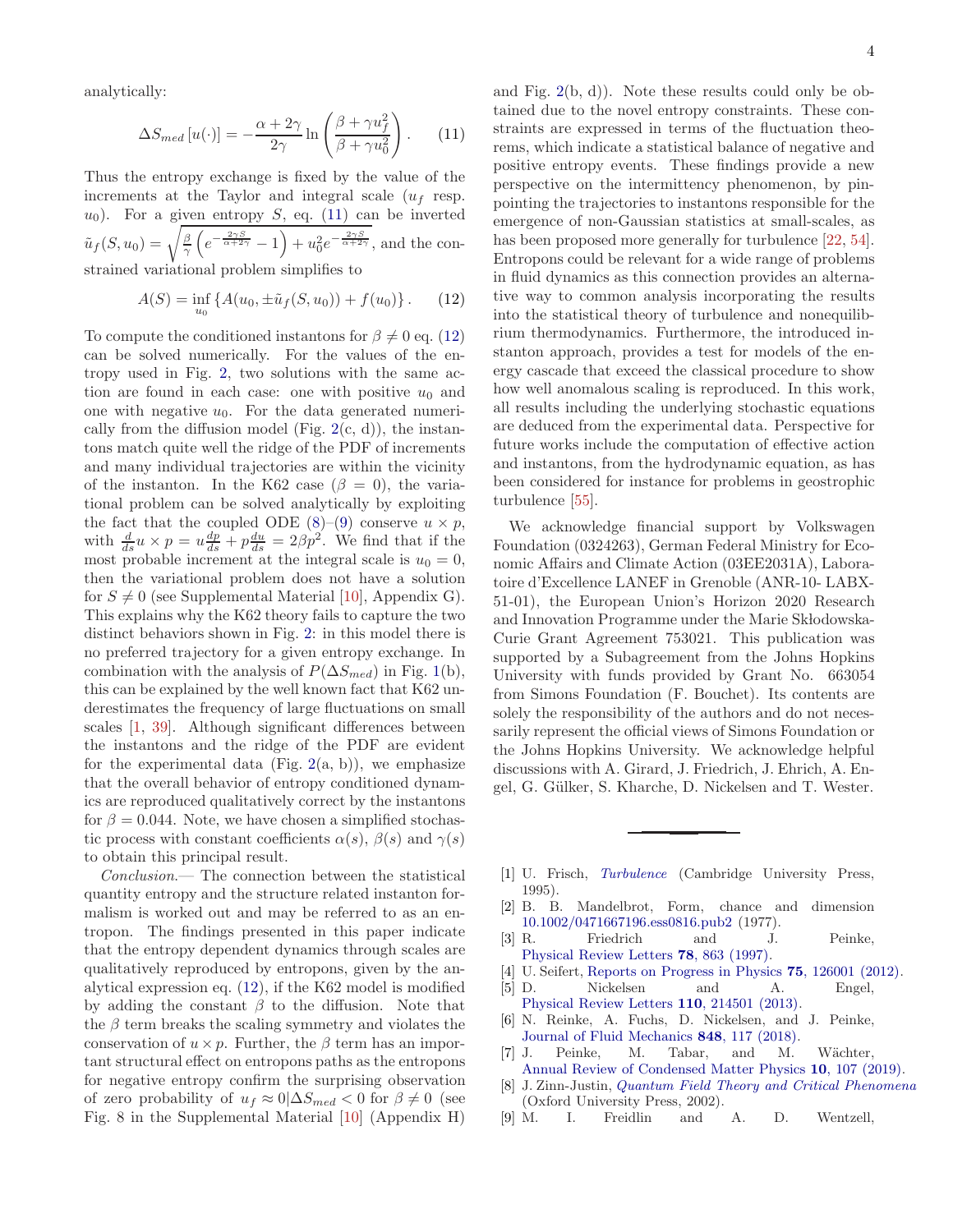analytically:

$$\Delta S_{med}\left[u(\cdot)\right] = -\frac{\alpha + 2\gamma}{2\gamma} \ln\left(\frac{\beta + \gamma u_f^2}{\beta + \gamma u_0^2}\right). \tag{11}$$

Thus the entropy exchange is fixed by the value of the increments at the Taylor and integral scale ($u_f$ resp. $u_0$). For a given entropy $S$, eq. (11) can be inverted $\tilde{u}_f(S, u_0) = \sqrt{\frac{\beta}{\gamma}\left(e^{-\frac{2\gamma S}{\alpha+2\gamma}} - 1\right) + u_0^2 e^{-\frac{2\gamma S}{\alpha+2\gamma}}}$, and the constrained variational problem simplifies to

$$A(S) = \inf_{u_0}\left\{A(u_0, \pm\tilde{u}_f(S, u_0)) + f(u_0)\right\}. \tag{12}$$

To compute the conditioned instantons for $\beta \neq 0$ eq. (12) can be solved numerically. For the values of the entropy used in Fig. 2, two solutions with the same action are found in each case: one with positive $u_0$ and one with negative $u_0$. For the data generated numerically from the diffusion model (Fig. 2(c, d)), the instantons match quite well the ridge of the PDF of increments and many individual trajectories are within the vicinity of the instanton. In the K62 case ($\beta = 0$), the variational problem can be solved analytically by exploiting the fact that the coupled ODE (8)–(9) conserve $u \times p$, with $\frac{d}{ds} u \times p = u\frac{dp}{ds} + p\frac{du}{ds} = 2\beta p^2$. We find that if the most probable increment at the integral scale is $u_0 = 0$, then the variational problem does not have a solution for $S \neq 0$ (see Supplemental Material [10], Appendix G). This explains why the K62 theory fails to capture the two distinct behaviors shown in Fig. 2: in this model there is no preferred trajectory for a given entropy exchange. In combination with the analysis of $P(\Delta S_{med})$ in Fig. 1(b), this can be explained by the well known fact that K62 underestimates the frequency of large fluctuations on small scales [1, 39]. Although significant differences between the instantons and the ridge of the PDF are evident for the experimental data (Fig. 2(a, b)), we emphasize that the overall behavior of entropy conditioned dynamics are reproduced qualitatively correct by the instantons for $\beta = 0.044$. Note, we have chosen a simplified stochastic process with constant coefficients $\alpha(s)$, $\beta(s)$ and $\gamma(s)$ to obtain this principal result.

*Conclusion.*— The connection between the statistical quantity entropy and the structure related instanton formalism is worked out and may be referred to as an entropon. The findings presented in this paper indicate that the entropy dependent dynamics through scales are qualitatively reproduced by entropons, given by the analytical expression eq. (12), if the K62 model is modified by adding the constant $\beta$ to the diffusion. Note that the $\beta$ term breaks the scaling symmetry and violates the conservation of $u \times p$. Further, the $\beta$ term has an important structural effect on entropons paths as the entropons for negative entropy confirm the surprising observation of zero probability of $u_f \approx 0 | \Delta S_{med} < 0$ for $\beta \neq 0$ (see Fig. 8 in the Supplemental Material [10] (Appendix H) and Fig. 2(b, d)). Note these results could only be obtained due to the novel entropy constraints. These constraints are expressed in terms of the fluctuation theorems, which indicate a statistical balance of negative and positive entropy events. These findings provide a new perspective on the intermittency phenomenon, by pinpointing the trajectories to instantons responsible for the emergence of non-Gaussian statistics at small-scales, as has been proposed more generally for turbulence [22, 54]. Entropons could be relevant for a wide range of problems in fluid dynamics as this connection provides an alternative way to common analysis incorporating the results into the statistical theory of turbulence and nonequilibrium thermodynamics. Furthermore, the introduced instanton approach, provides a test for models of the energy cascade that exceed the classical procedure to show how well anomalous scaling is reproduced. In this work, all results including the underlying stochastic equations are deduced from the experimental data. Perspective for future works include the computation of effective action and instantons, from the hydrodynamic equation, as has been considered for instance for problems in geostrophic turbulence [55].

We acknowledge financial support by Volkswagen Foundation (0324263), German Federal Ministry for Economic Affairs and Climate Action (03EE2031A), Laboratoire d'Excellence LANEF in Grenoble (ANR-10- LABX-51-01), the European Union's Horizon 2020 Research and Innovation Programme under the Marie Skłodowska-Curie Grant Agreement 753021. This publication was supported by a Subagreement from the Johns Hopkins University with funds provided by Grant No. 663054 from Simons Foundation (F. Bouchet). Its contents are solely the responsibility of the authors and do not necessarily represent the official views of Simons Foundation or the Johns Hopkins University. We acknowledge helpful discussions with A. Girard, J. Friedrich, J. Ehrich, A. Engel, G. Gülker, S. Kharche, D. Nickelsen and T. Wester.

---

- [1] U. Frisch, *Turbulence* (Cambridge University Press, 1995).
- [2] B. B. Mandelbrot, Form, chance and dimension 10.1002/0471667196.ess0816.pub2 (1977).
- [3] R. Friedrich and J. Peinke, Physical Review Letters **78**, 863 (1997).
- [4] U. Seifert, Reports on Progress in Physics **75**, 126001 (2012).
- [5] D. Nickelsen and A. Engel, Physical Review Letters **110**, 214501 (2013).
- [6] N. Reinke, A. Fuchs, D. Nickelsen, and J. Peinke, Journal of Fluid Mechanics **848**, 117 (2018).
- [7] J. Peinke, M. Tabar, and M. Wächter, Annual Review of Condensed Matter Physics **10**, 107 (2019).
- [8] J. Zinn-Justin, *Quantum Field Theory and Critical Phenomena* (Oxford University Press, 2002).
- [9] M. I. Freidlin and A. D. Wentzell,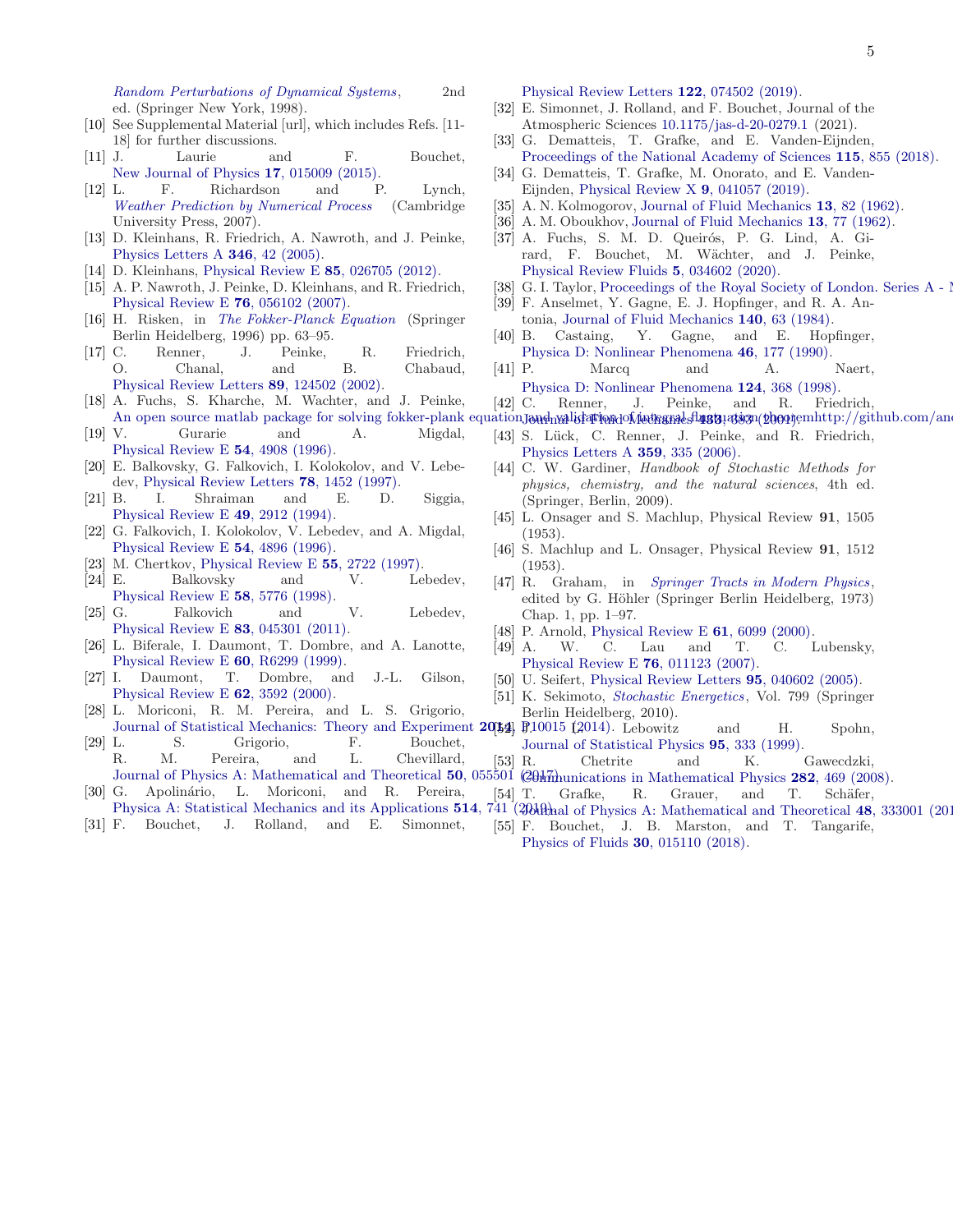*Random Perturbations of Dynamical Systems*, 2nd ed. (Springer New York, 1998).

[10] See Supplemental Material [url], which includes Refs. [11-18] for further discussions.

[11] J. Laurie and F. Bouchet, New Journal of Physics **17**, 015009 (2015).

[12] L. F. Richardson and P. Lynch, *Weather Prediction by Numerical Process* (Cambridge University Press, 2007).

[13] D. Kleinhans, R. Friedrich, A. Nawroth, and J. Peinke, Physics Letters A **346**, 42 (2005).

[14] D. Kleinhans, Physical Review E **85**, 026705 (2012).

[15] A. P. Nawroth, J. Peinke, D. Kleinhans, and R. Friedrich, Physical Review E **76**, 056102 (2007).

[16] H. Risken, in *The Fokker-Planck Equation* (Springer Berlin Heidelberg, 1996) pp. 63–95.

[17] C. Renner, J. Peinke, R. Friedrich, O. Chanal, and B. Chabaud, Physical Review Letters **89**, 124502 (2002).

[18] A. Fuchs, S. Kharche, M. Wachter, and J. Peinke, An open source matlab package for solving fokker-plank equation and validation of integral fluctuation theorem http://github.com/and

[19] V. Gurarie and A. Migdal, Physical Review E **54**, 4908 (1996).

[20] E. Balkovsky, G. Falkovich, I. Kolokolov, and V. Lebedev, Physical Review Letters **78**, 1452 (1997).

[21] B. I. Shraiman and E. D. Siggia, Physical Review E **49**, 2912 (1994).

[22] G. Falkovich, I. Kolokolov, V. Lebedev, and A. Migdal, Physical Review E **54**, 4896 (1996).

[23] M. Chertkov, Physical Review E **55**, 2722 (1997).

[24] E. Balkovsky and V. Lebedev, Physical Review E **58**, 5776 (1998).

[25] G. Falkovich and V. Lebedev, Physical Review E **83**, 045301 (2011).

[26] L. Biferale, I. Daumont, T. Dombre, and A. Lanotte, Physical Review E **60**, R6299 (1999).

[27] I. Daumont, T. Dombre, and J.-L. Gilson, Physical Review E **62**, 3592 (2000).

[28] L. Moriconi, R. M. Pereira, and L. S. Grigorio, Journal of Statistical Mechanics: Theory and Experiment **2014**, P10015 (2014).

[29] L. S. Grigorio, F. Bouchet, R. M. Pereira, and L. Chevillard, Journal of Physics A: Mathematical and Theoretical **50**, 055501 (2017).

[30] G. Apolinário, L. Moriconi, and R. Pereira, Physica A: Statistical Mechanics and its Applications **514**, 741 (2019).

[31] F. Bouchet, J. Rolland, and E. Simonnet, Physical Review Letters **122**, 074502 (2019).

[32] E. Simonnet, J. Rolland, and F. Bouchet, Journal of the Atmospheric Sciences 10.1175/jas-d-20-0279.1 (2021).

[33] G. Dematteis, T. Grafke, and E. Vanden-Eijnden, Proceedings of the National Academy of Sciences **115**, 855 (2018).

[34] G. Dematteis, T. Grafke, M. Onorato, and E. Vanden-Eijnden, Physical Review X **9**, 041057 (2019).

[35] A. N. Kolmogorov, Journal of Fluid Mechanics **13**, 82 (1962).

[36] A. M. Oboukhov, Journal of Fluid Mechanics **13**, 77 (1962).

[37] A. Fuchs, S. M. D. Queirós, P. G. Lind, A. Girard, F. Bouchet, M. Wächter, and J. Peinke, Physical Review Fluids **5**, 034602 (2020).

[38] G. I. Taylor, Proceedings of the Royal Society of London. Series A - M

[39] F. Anselmet, Y. Gagne, E. J. Hopfinger, and R. A. Antonia, Journal of Fluid Mechanics **140**, 63 (1984).

[40] B. Castaing, Y. Gagne, and E. Hopfinger, Physica D: Nonlinear Phenomena **46**, 177 (1990).

[41] P. Marcq and A. Naert, Physica D: Nonlinear Phenomena **124**, 368 (1998).

[42] C. Renner, J. Peinke, and R. Friedrich, Journal of Fluid Mechanics **433**, 383 (2001).

[43] S. Lück, C. Renner, J. Peinke, and R. Friedrich, Physics Letters A **359**, 335 (2006).

[44] C. W. Gardiner, *Handbook of Stochastic Methods for physics, chemistry, and the natural sciences*, 4th ed. (Springer, Berlin, 2009).

[45] L. Onsager and S. Machlup, Physical Review **91**, 1505 (1953).

[46] S. Machlup and L. Onsager, Physical Review **91**, 1512 (1953).

[47] R. Graham, in *Springer Tracts in Modern Physics*, edited by G. Höhler (Springer Berlin Heidelberg, 1973) Chap. 1, pp. 1–97.

[48] P. Arnold, Physical Review E **61**, 6099 (2000).

[49] A. W. C. Lau and T. C. Lubensky, Physical Review E **76**, 011123 (2007).

[50] U. Seifert, Physical Review Letters **95**, 040602 (2005).

[51] K. Sekimoto, *Stochastic Energetics*, Vol. 799 (Springer Berlin Heidelberg, 2010).

[52] J. L. Lebowitz and H. Spohn, Journal of Statistical Physics **95**, 333 (1999).

[53] R. Chetrite and K. Gawedzki, Communications in Mathematical Physics **282**, 469 (2008).

[54] T. Grafke, R. Grauer, and T. Schäfer, Journal of Physics A: Mathematical and Theoretical **48**, 333001 (201

[55] F. Bouchet, J. B. Marston, and T. Tangarife, Physics of Fluids **30**, 015110 (2018).